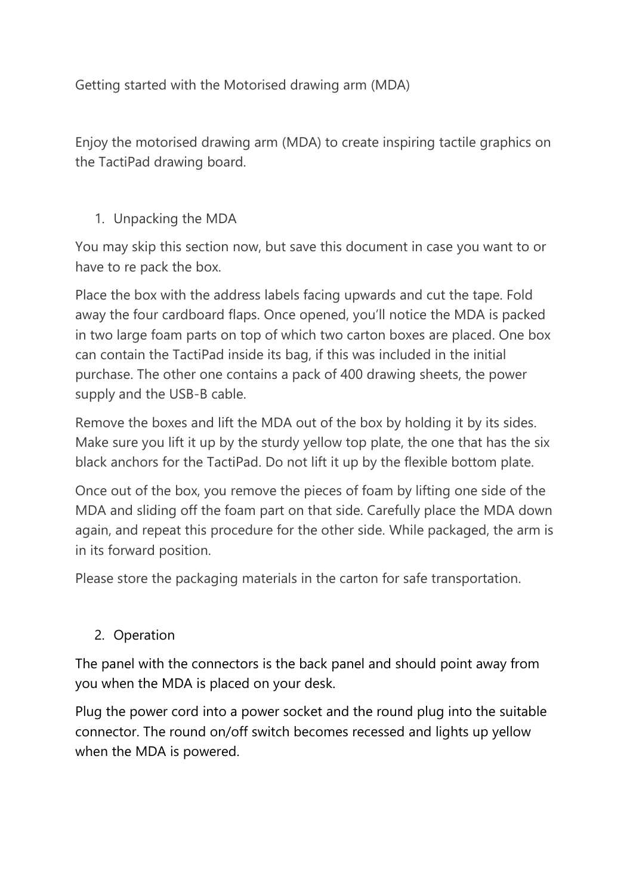# Getting started with the Motorised drawing arm (MDA)

Enjoy the motorised drawing arm (MDA) to create inspiring tactile graphics on the TactiPad drawing board.

## 1. Unpacking the MDA

You may skip this section now, but save this document in case you want to or have to re pack the box.

Place the box with the address labels facing upwards and cut the tape. Fold away the four cardboard flaps. Once opened, you'll notice the MDA is packed in two large foam parts on top of which two carton boxes are placed. One box can contain the TactiPad inside its bag, if this was included in the initial purchase. The other one contains a pack of 400 drawing sheets, the power supply and the USB-B cable.

Remove the boxes and lift the MDA out of the box by holding it by its sides. Make sure you lift it up by the sturdy yellow top plate, the one that has the six black anchors for the TactiPad. Do not lift it up by the flexible bottom plate.

Once out of the box, you remove the pieces of foam by lifting one side of the MDA and sliding off the foam part on that side. Carefully place the MDA down again, and repeat this procedure for the other side. While packaged, the arm is in its forward position.

Please store the packaging materials in the carton for safe transportation.

## 2. Operation

The panel with the connectors is the back panel and should point away from you when the MDA is placed on your desk.

Plug the power cord into a power socket and the round plug into the suitable connector. The round on/off switch becomes recessed and lights up yellow when the MDA is powered.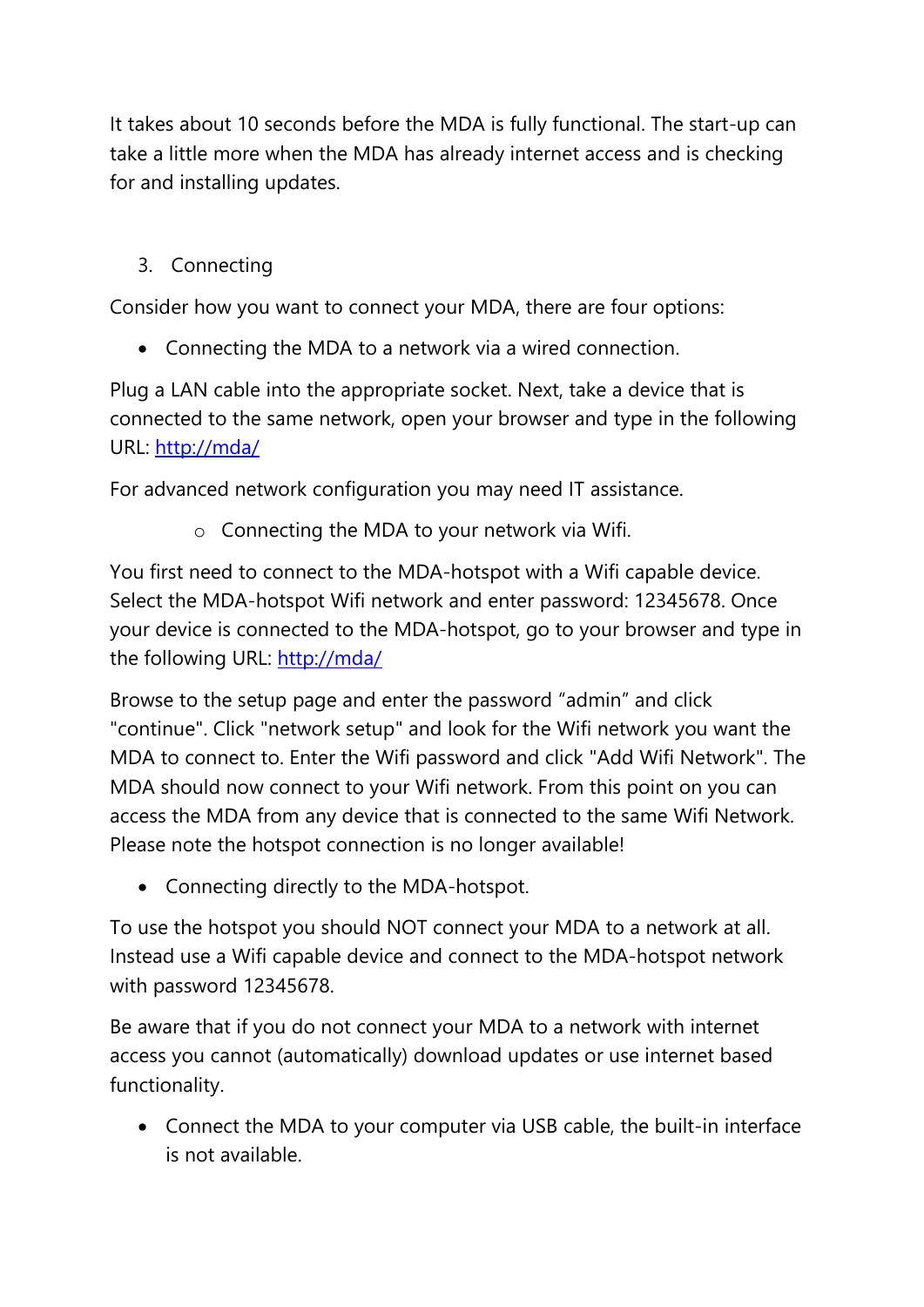It takes about 10 seconds before the MDA is fully functional. The start-up can take a little more when the MDA has already internet access and is checking for and installing updates.

3. Connecting

Consider how you want to connect your MDA, there are four options:

- Connecting the MDA to a network via a wired connection.

Plug a LAN cable into the appropriate socket. Next, take a device that is connected to the same network, open your browser and type in the following URL: [http://mda/](http://mda/)

For advanced network configuration you may need IT assistance.

  - Connecting the MDA to your network via Wifi.

You first need to connect to the MDA-hotspot with a Wifi capable device. Select the MDA-hotspot Wifi network and enter password: 12345678. Once your device is connected to the MDA-hotspot, go to your browser and type in the following URL: [http://mda/](http://mda/)

Browse to the setup page and enter the password “admin” and click "continue". Click "network setup" and look for the Wifi network you want the MDA to connect to. Enter the Wifi password and click "Add Wifi Network". The MDA should now connect to your Wifi network. From this point on you can access the MDA from any device that is connected to the same Wifi Network. Please note the hotspot connection is no longer available!

- Connecting directly to the MDA-hotspot.

To use the hotspot you should NOT connect your MDA to a network at all. Instead use a Wifi capable device and connect to the MDA-hotspot network with password 12345678.

Be aware that if you do not connect your MDA to a network with internet access you cannot (automatically) download updates or use internet based functionality.

- Connect the MDA to your computer via USB cable, the built-in interface is not available.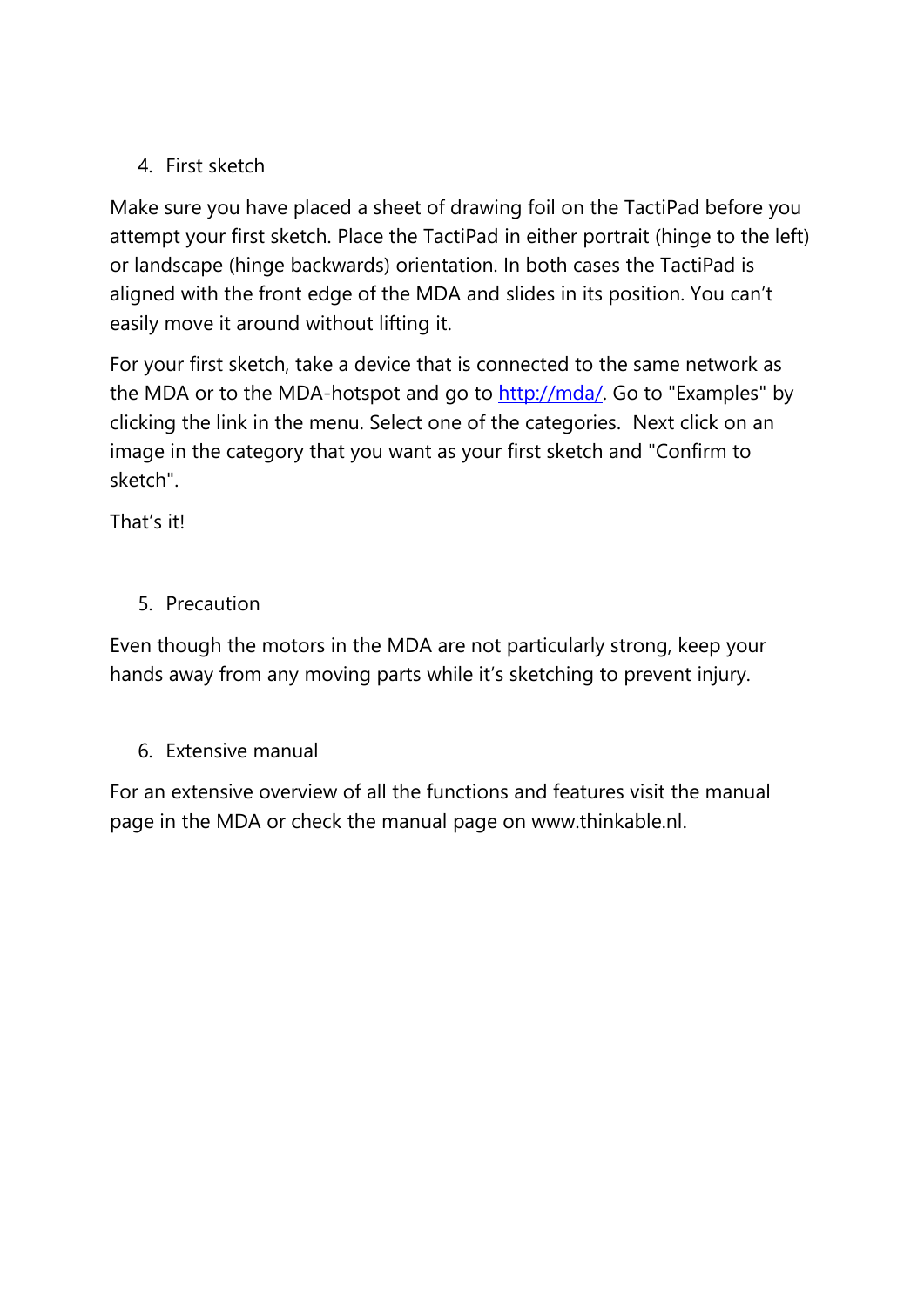## 4. First sketch

Make sure you have placed a sheet of drawing foil on the TactiPad before you attempt your first sketch. Place the TactiPad in either portrait (hinge to the left) or landscape (hinge backwards) orientation. In both cases the TactiPad is aligned with the front edge of the MDA and slides in its position. You can't easily move it around without lifting it.

For your first sketch, take a device that is connected to the same network as the MDA or to the MDA-hotspot and go to [http://mda/](http://mda/). Go to "Examples" by clicking the link in the menu. Select one of the categories. Next click on an image in the category that you want as your first sketch and "Confirm to sketch".

That's it!

## 5. Precaution

Even though the motors in the MDA are not particularly strong, keep your hands away from any moving parts while it's sketching to prevent injury.

## 6. Extensive manual

For an extensive overview of all the functions and features visit the manual page in the MDA or check the manual page on www.thinkable.nl.